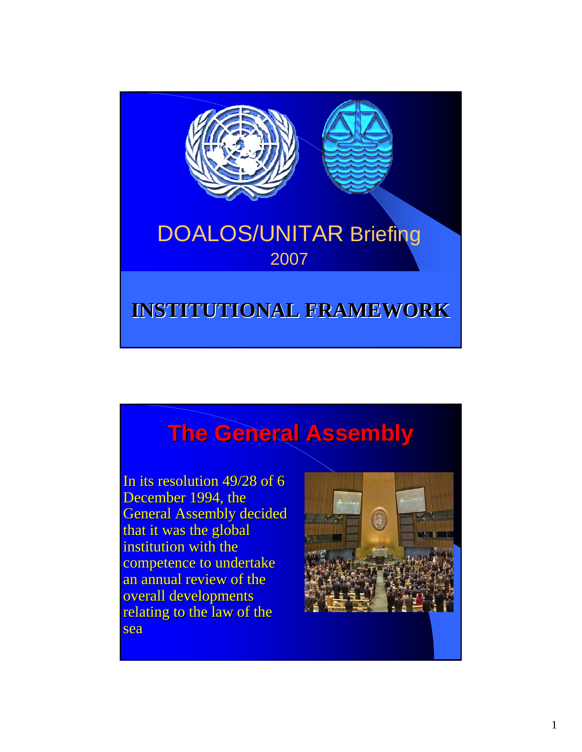DOALOS/UNITAR Briefing

2007

# INSTITUTIONAL FRAMEWORK

## The General Assembly

In its resolution 49/28 of 6 December 1994, the General Assembly decided that it was the global institution with the competence to undertake an annual review of the overall developments relating to the law of the sea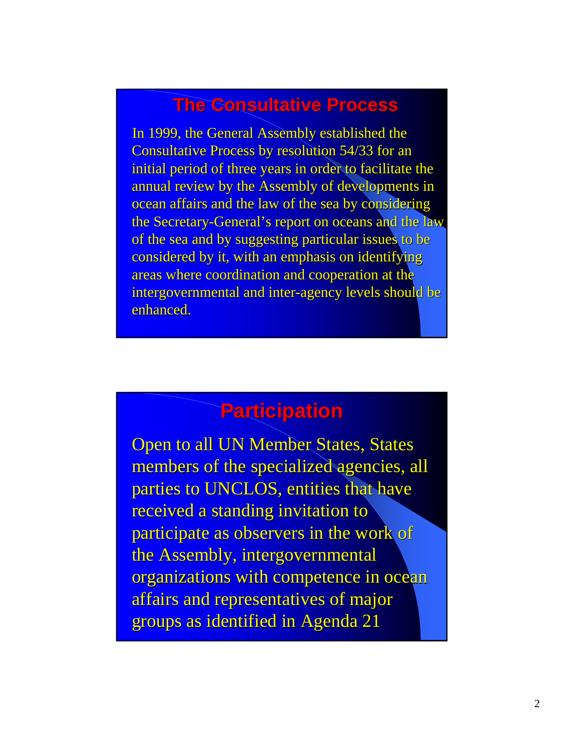## The Consultative Process

In 1999, the General Assembly established the Consultative Process by resolution 54/33 for an initial period of three years in order to facilitate the annual review by the Assembly of developments in ocean affairs and the law of the sea by considering the Secretary-General's report on oceans and the law of the sea and by suggesting particular issues to be considered by it, with an emphasis on identifying areas where coordination and cooperation at the intergovernmental and inter-agency levels should be enhanced.

## Participation

Open to all UN Member States, States members of the specialized agencies, all parties to UNCLOS, entities that have received a standing invitation to participate as observers in the work of the Assembly, intergovernmental organizations with competence in ocean affairs and representatives of major groups as identified in Agenda 21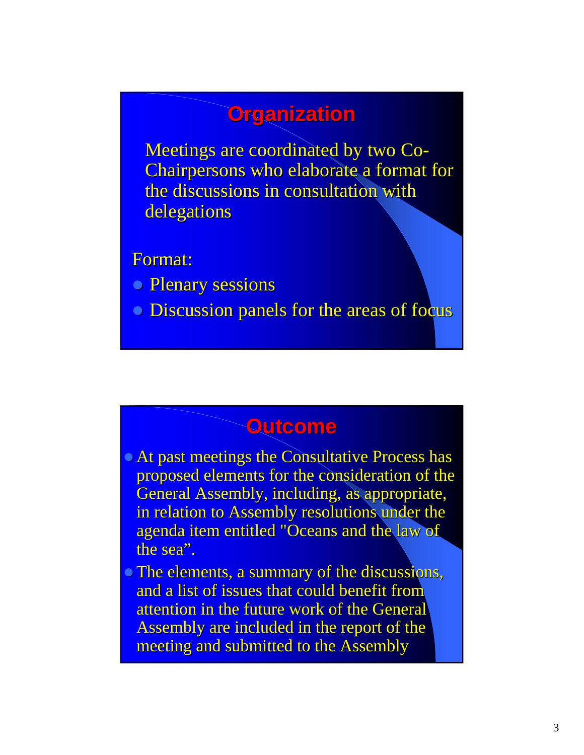## Organization

Meetings are coordinated by two Co-Chairpersons who elaborate a format for the discussions in consultation with delegations

Format:

- Plenary sessions
- Discussion panels for the areas of focus

## Outcome

- At past meetings the Consultative Process has proposed elements for the consideration of the General Assembly, including, as appropriate, in relation to Assembly resolutions under the agenda item entitled "Oceans and the law of the sea".
- The elements, a summary of the discussions, and a list of issues that could benefit from attention in the future work of the General Assembly are included in the report of the meeting and submitted to the Assembly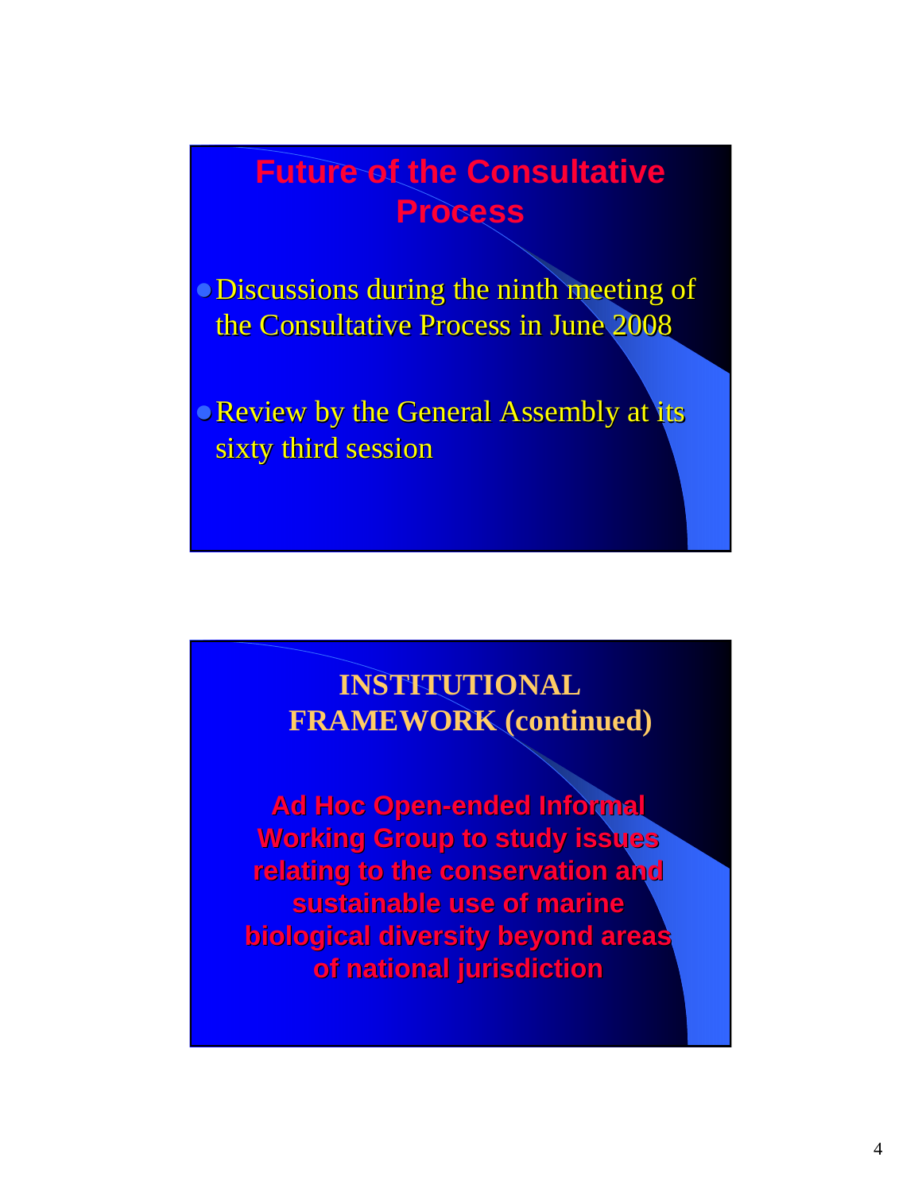## Future of the Consultative Process

- Discussions during the ninth meeting of the Consultative Process in June 2008
- Review by the General Assembly at its sixty third session

## INSTITUTIONAL FRAMEWORK (continued)

**Ad Hoc Open-ended Informal Working Group to study issues relating to the conservation and sustainable use of marine biological diversity beyond areas of national jurisdiction**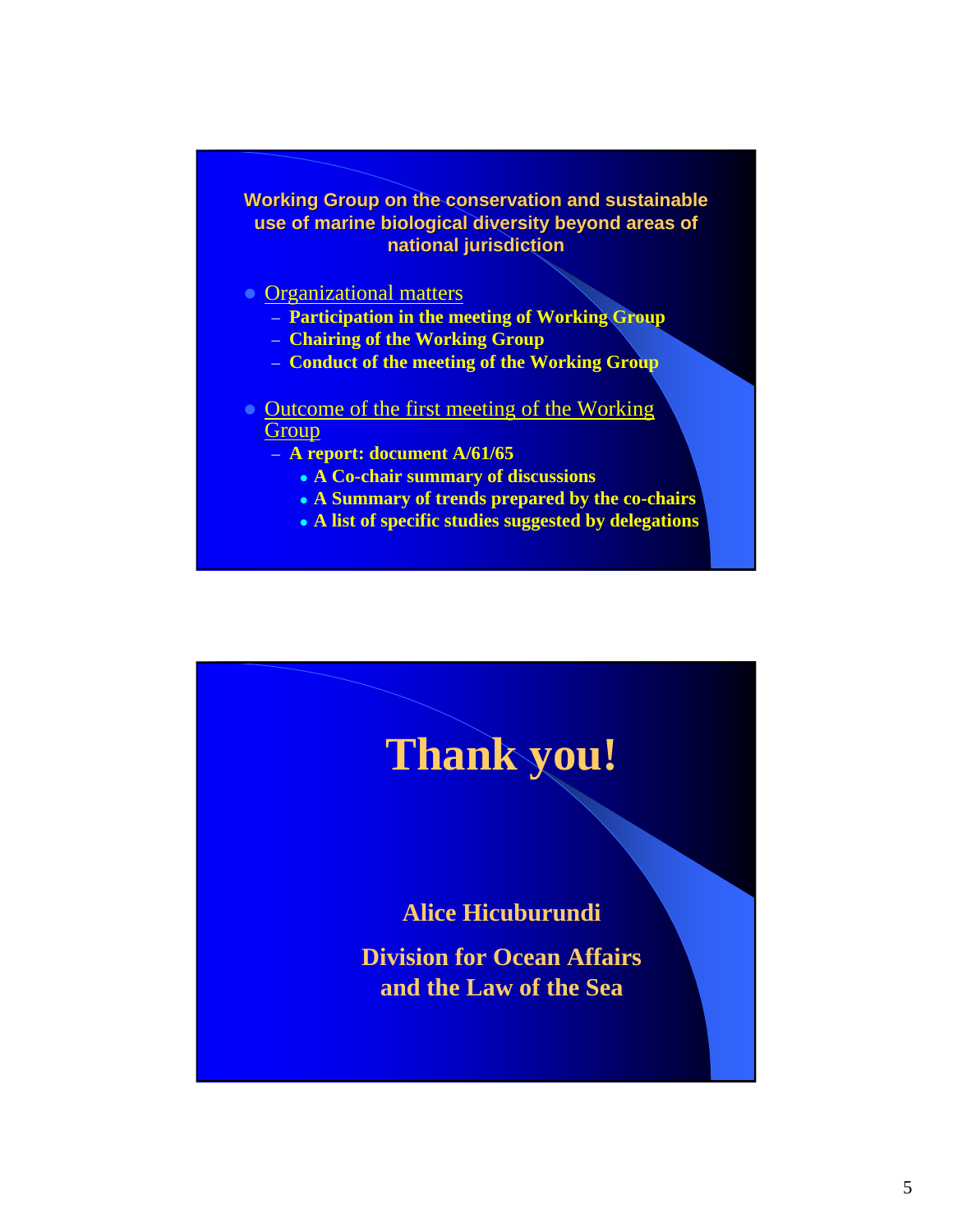## Working Group on the conservation and sustainable use of marine biological diversity beyond areas of national jurisdiction

- Organizational matters
  - **Participation in the meeting of Working Group**
  - **Chairing of the Working Group**
  - **Conduct of the meeting of the Working Group**
- Outcome of the first meeting of the Working Group
  - **A report: document A/61/65**
    - **A Co-chair summary of discussions**
    - **A Summary of trends prepared by the co-chairs**
    - **A list of specific studies suggested by delegations**

# Thank you!

**Alice Hicuburundi**

**Division for Ocean Affairs and the Law of the Sea**